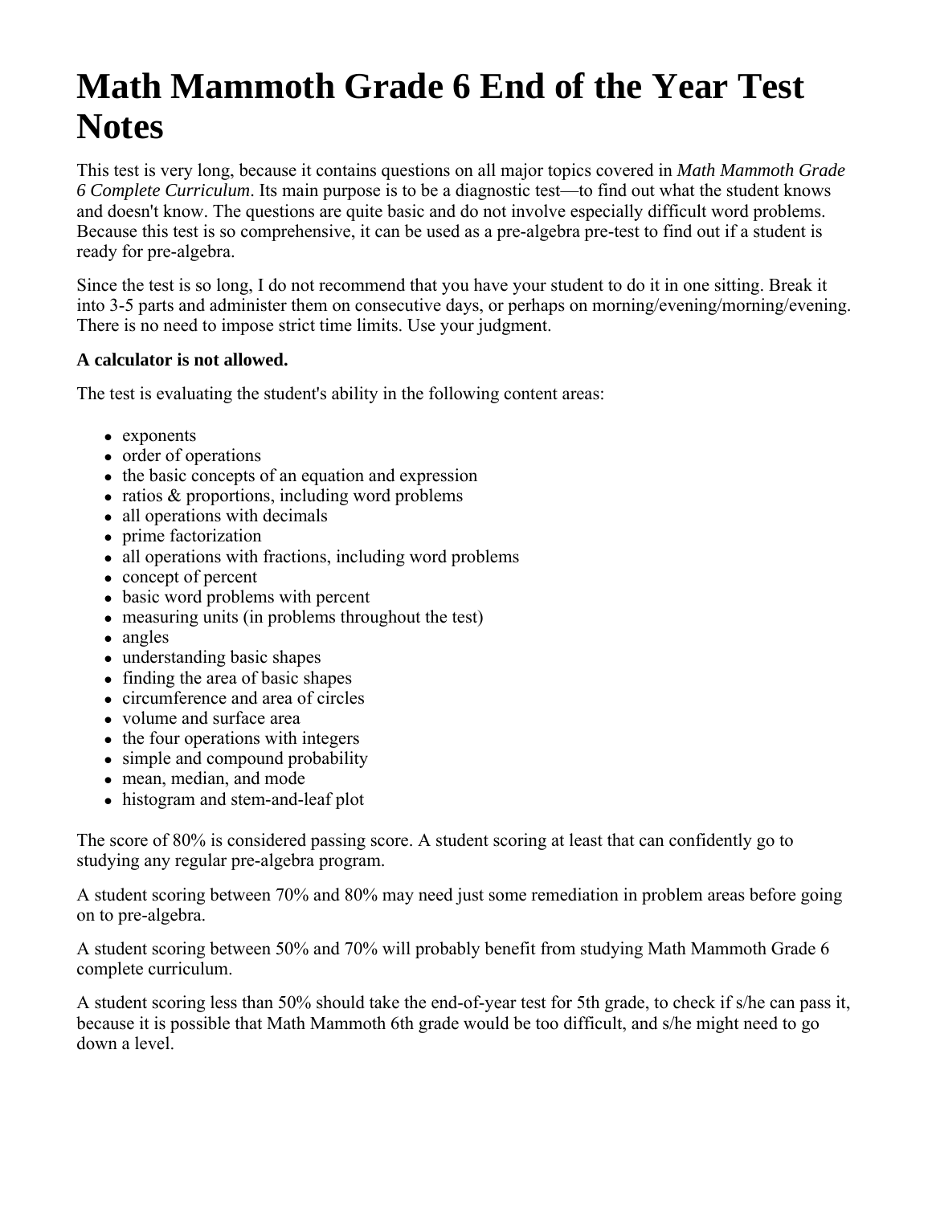# Math Mammoth Grade 6 End of the Year Test Notes

This test is very long, because it contains questions on all major topics covered in *Math Mammoth Grade 6 Complete Curriculum*. Its main purpose is to be a diagnostic test—to find out what the student knows and doesn't know. The questions are quite basic and do not involve especially difficult word problems. Because this test is so comprehensive, it can be used as a pre-algebra pre-test to find out if a student is ready for pre-algebra.

Since the test is so long, I do not recommend that you have your student to do it in one sitting. Break it into 3-5 parts and administer them on consecutive days, or perhaps on morning/evening/morning/evening. There is no need to impose strict time limits. Use your judgment.

**A calculator is not allowed.**

The test is evaluating the student's ability in the following content areas:

- exponents
- order of operations
- the basic concepts of an equation and expression
- ratios & proportions, including word problems
- all operations with decimals
- prime factorization
- all operations with fractions, including word problems
- concept of percent
- basic word problems with percent
- measuring units (in problems throughout the test)
- angles
- understanding basic shapes
- finding the area of basic shapes
- circumference and area of circles
- volume and surface area
- the four operations with integers
- simple and compound probability
- mean, median, and mode
- histogram and stem-and-leaf plot

The score of 80% is considered passing score. A student scoring at least that can confidently go to studying any regular pre-algebra program.

A student scoring between 70% and 80% may need just some remediation in problem areas before going on to pre-algebra.

A student scoring between 50% and 70% will probably benefit from studying Math Mammoth Grade 6 complete curriculum.

A student scoring less than 50% should take the end-of-year test for 5th grade, to check if s/he can pass it, because it is possible that Math Mammoth 6th grade would be too difficult, and s/he might need to go down a level.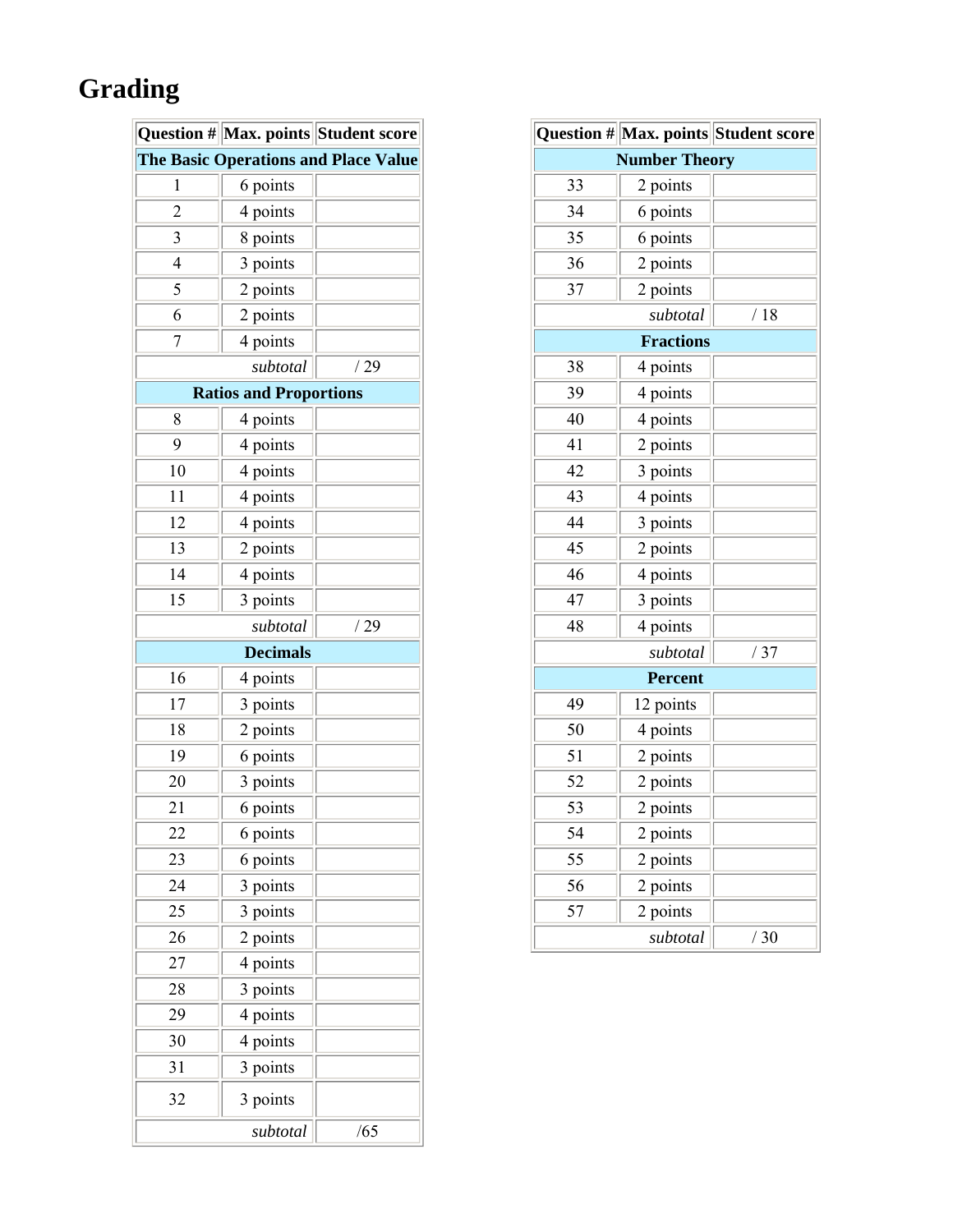# Grading

| Question # | Max. points | Student score |
|---|---|---|
| **The Basic Operations and Place Value** | | |
| 1 | 6 points | |
| 2 | 4 points | |
| 3 | 8 points | |
| 4 | 3 points | |
| 5 | 2 points | |
| 6 | 2 points | |
| 7 | 4 points | |
| | *subtotal* | / 29 |
| **Ratios and Proportions** | | |
| 8 | 4 points | |
| 9 | 4 points | |
| 10 | 4 points | |
| 11 | 4 points | |
| 12 | 4 points | |
| 13 | 2 points | |
| 14 | 4 points | |
| 15 | 3 points | |
| | *subtotal* | / 29 |
| **Decimals** | | |
| 16 | 4 points | |
| 17 | 3 points | |
| 18 | 2 points | |
| 19 | 6 points | |
| 20 | 3 points | |
| 21 | 6 points | |
| 22 | 6 points | |
| 23 | 6 points | |
| 24 | 3 points | |
| 25 | 3 points | |
| 26 | 2 points | |
| 27 | 4 points | |
| 28 | 3 points | |
| 29 | 4 points | |
| 30 | 4 points | |
| 31 | 3 points | |
| 32 | 3 points | |
| | *subtotal* | /65 |

| Question # | Max. points | Student score |
|---|---|---|
| **Number Theory** | | |
| 33 | 2 points | |
| 34 | 6 points | |
| 35 | 6 points | |
| 36 | 2 points | |
| 37 | 2 points | |
| | *subtotal* | / 18 |
| **Fractions** | | |
| 38 | 4 points | |
| 39 | 4 points | |
| 40 | 4 points | |
| 41 | 2 points | |
| 42 | 3 points | |
| 43 | 4 points | |
| 44 | 3 points | |
| 45 | 2 points | |
| 46 | 4 points | |
| 47 | 3 points | |
| 48 | 4 points | |
| | *subtotal* | / 37 |
| **Percent** | | |
| 49 | 12 points | |
| 50 | 4 points | |
| 51 | 2 points | |
| 52 | 2 points | |
| 53 | 2 points | |
| 54 | 2 points | |
| 55 | 2 points | |
| 56 | 2 points | |
| 57 | 2 points | |
| | *subtotal* | / 30 |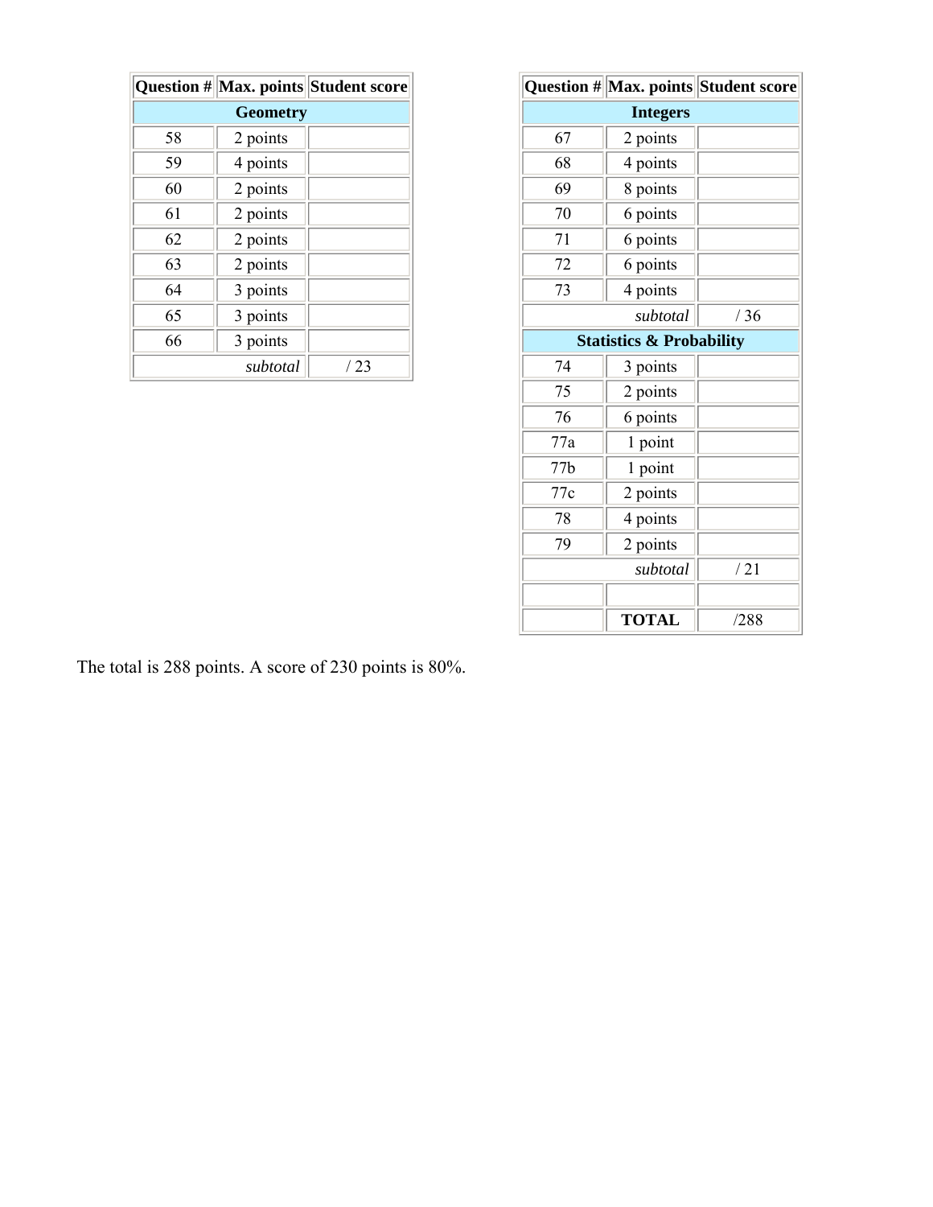| Question # | Max. points | Student score |
|---|---|---|
| **Geometry** | | |
| 58 | 2 points | |
| 59 | 4 points | |
| 60 | 2 points | |
| 61 | 2 points | |
| 62 | 2 points | |
| 63 | 2 points | |
| 64 | 3 points | |
| 65 | 3 points | |
| 66 | 3 points | |
| | *subtotal* | / 23 |

| Question # | Max. points | Student score |
|---|---|---|
| **Integers** | | |
| 67 | 2 points | |
| 68 | 4 points | |
| 69 | 8 points | |
| 70 | 6 points | |
| 71 | 6 points | |
| 72 | 6 points | |
| 73 | 4 points | |
| | *subtotal* | / 36 |
| **Statistics & Probability** | | |
| 74 | 3 points | |
| 75 | 2 points | |
| 76 | 6 points | |
| 77a | 1 point | |
| 77b | 1 point | |
| 77c | 2 points | |
| 78 | 4 points | |
| 79 | 2 points | |
| | *subtotal* | / 21 |
| | | |
| | **TOTAL** | /288 |

The total is 288 points. A score of 230 points is 80%.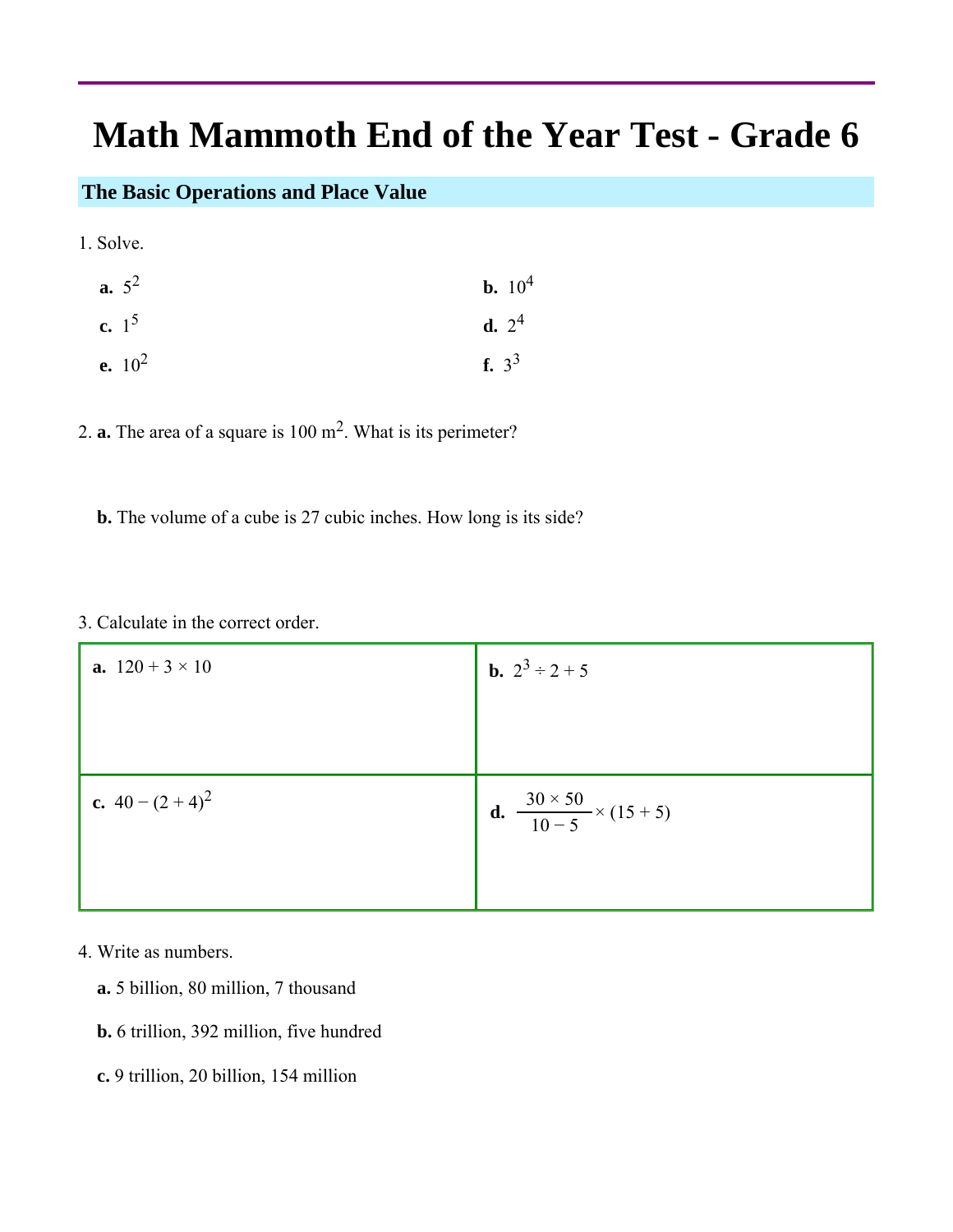# Math Mammoth End of the Year Test - Grade 6

## The Basic Operations and Place Value

1. Solve.

**a.** $5^2$

**b.** $10^4$

**c.** $1^5$

**d.** $2^4$

**e.** $10^2$

**f.** $3^3$

2. **a.** The area of a square is 100 $m^2$. What is its perimeter?

**b.** The volume of a cube is 27 cubic inches. How long is its side?

3. Calculate in the correct order.

| | |
|---|---|
| **a.** $120 + 3 \times 10$ | **b.** $2^3 \div 2 + 5$ |
| **c.** $40 - (2 + 4)^2$ | **d.** $\frac{30 \times 50}{10 - 5} \times (15 + 5)$ |

4. Write as numbers.

**a.** 5 billion, 80 million, 7 thousand

**b.** 6 trillion, 392 million, five hundred

**c.** 9 trillion, 20 billion, 154 million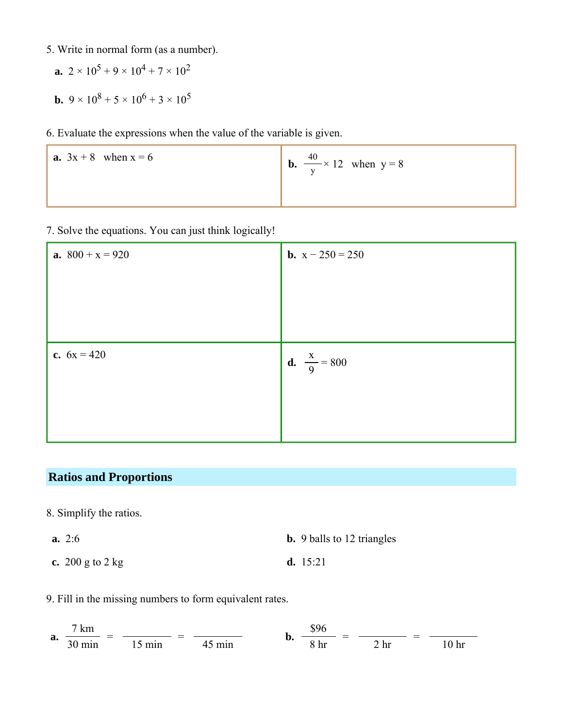5. Write in normal form (as a number).

**a.** $2 \times 10^5 + 9 \times 10^4 + 7 \times 10^2$

**b.** $9 \times 10^8 + 5 \times 10^6 + 3 \times 10^5$

6. Evaluate the expressions when the value of the variable is given.

| **a.** $3x + 8$ when $x = 6$ | **b.** $\frac{40}{y} \times 12$ when $y = 8$ |
|---|---|

7. Solve the equations. You can just think logically!

| **a.** $800 + x = 920$ | **b.** $x - 250 = 250$ |
|---|---|
| **c.** $6x = 420$ | **d.** $\frac{x}{9} = 800$ |

## Ratios and Proportions

8. Simplify the ratios.

**a.** 2:6

**b.** 9 balls to 12 triangles

**c.** 200 g to 2 kg

**d.** 15:21

9. Fill in the missing numbers to form equivalent rates.

**a.** $\frac{7 \text{ km}}{30 \text{ min}} = \frac{\_\_\_\_}{15 \text{ min}} = \frac{\_\_\_\_}{45 \text{ min}}$

**b.** $\frac{\$96}{8 \text{ hr}} = \frac{\_\_\_\_}{2 \text{ hr}} = \frac{\_\_\_\_}{10 \text{ hr}}$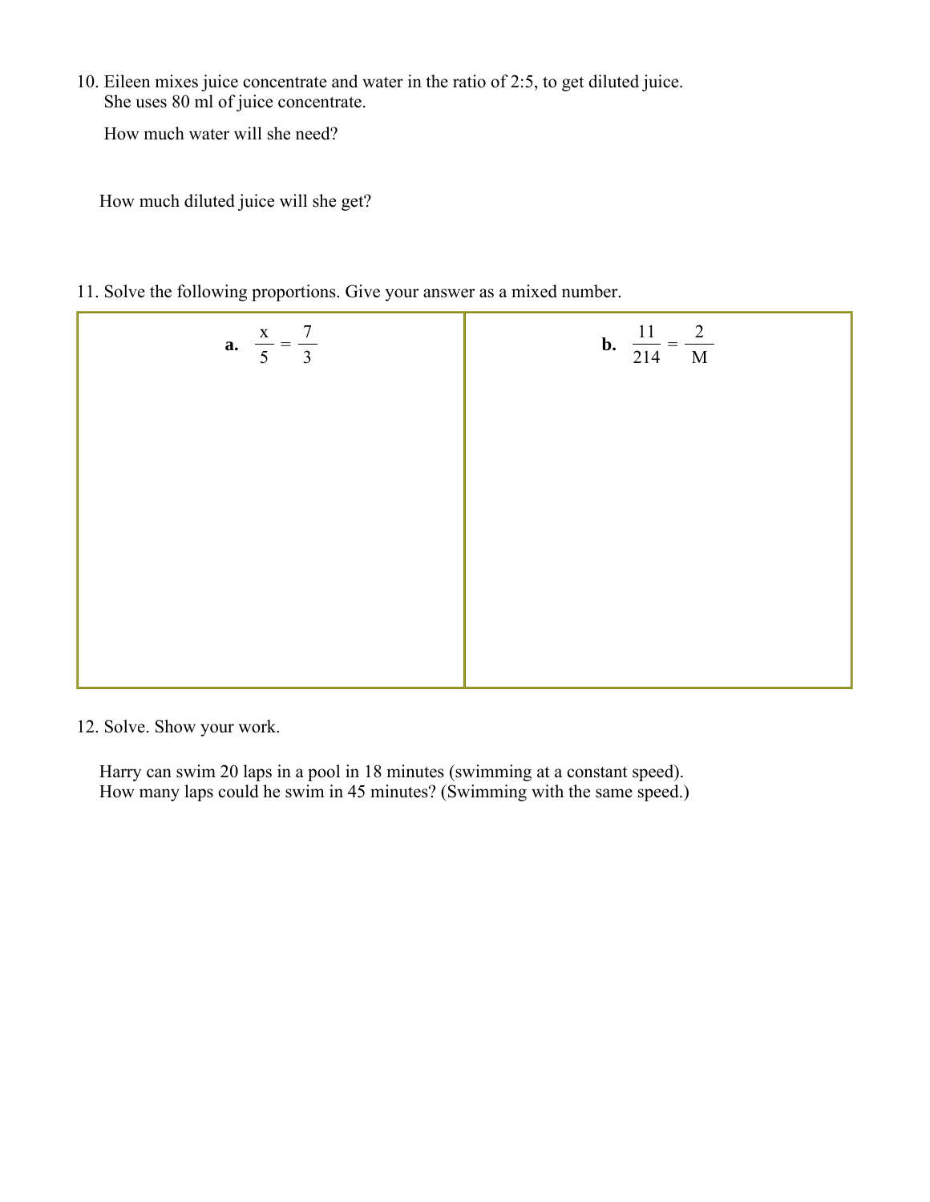10. Eileen mixes juice concentrate and water in the ratio of 2:5, to get diluted juice.
    She uses 80 ml of juice concentrate.

    How much water will she need?

    How much diluted juice will she get?

11. Solve the following proportions. Give your answer as a mixed number.

| **a.** $\frac{x}{5} = \frac{7}{3}$ | **b.** $\frac{11}{214} = \frac{2}{M}$ |
|---|---|
| | |

12. Solve. Show your work.

    Harry can swim 20 laps in a pool in 18 minutes (swimming at a constant speed).
    How many laps could he swim in 45 minutes? (Swimming with the same speed.)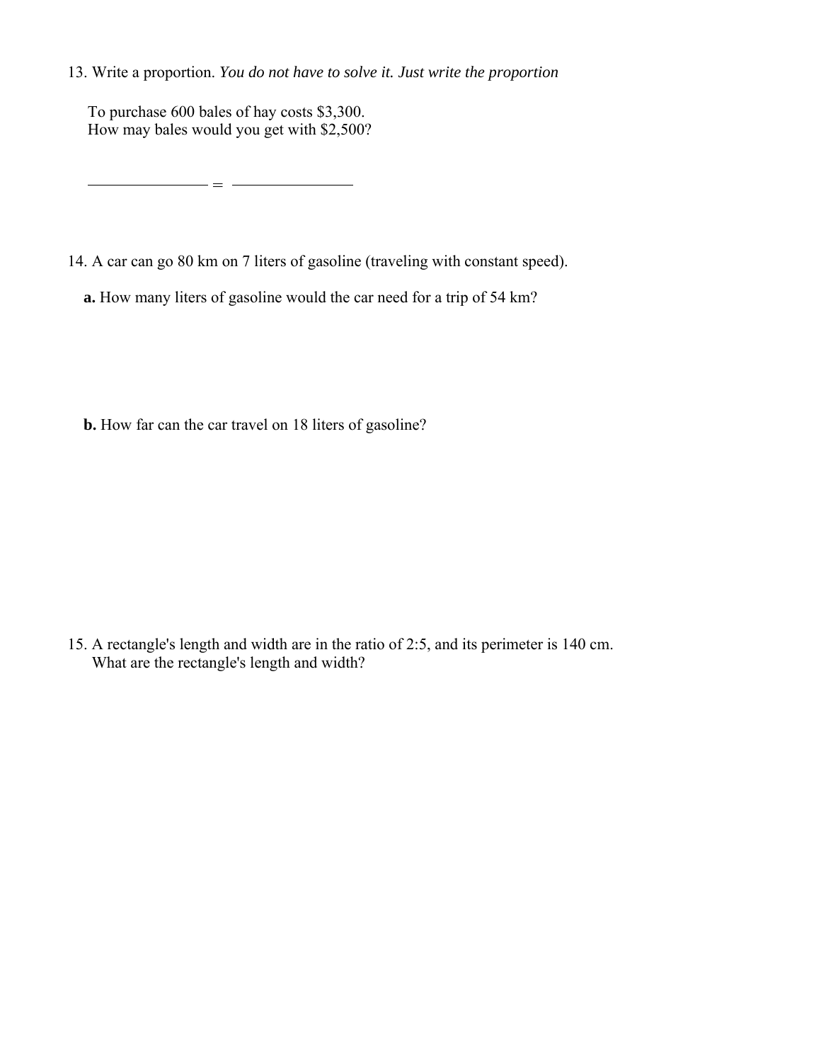13. Write a proportion. *You do not have to solve it. Just write the proportion*

To purchase 600 bales of hay costs $3,300.
How may bales would you get with $2,500?

\_\_\_\_\_\_\_\_\_\_\_\_\_\_\_\_ = \_\_\_\_\_\_\_\_\_\_\_\_\_\_\_\_

14. A car can go 80 km on 7 liters of gasoline (traveling with constant speed).

**a.** How many liters of gasoline would the car need for a trip of 54 km?

**b.** How far can the car travel on 18 liters of gasoline?

15. A rectangle's length and width are in the ratio of 2:5, and its perimeter is 140 cm.
What are the rectangle's length and width?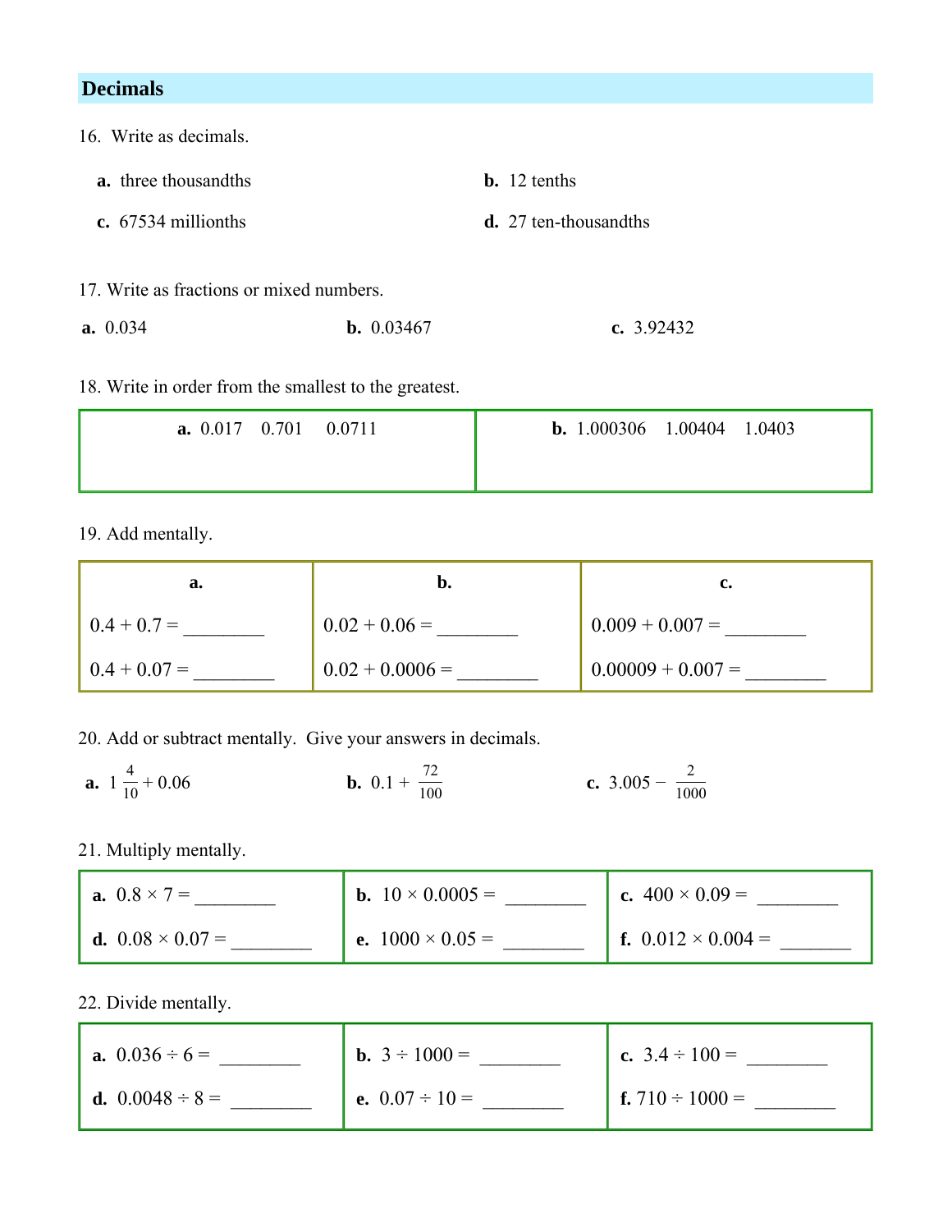## Decimals

16. Write as decimals.

**a.** three thousandths

**b.** 12 tenths

**c.** 67534 millionths

**d.** 27 ten-thousandths

17. Write as fractions or mixed numbers.

**a.** 0.034

**b.** 0.03467

**c.** 3.92432

18. Write in order from the smallest to the greatest.

| **a.** 0.017 0.701 0.0711 | **b.** 1.000306 1.00404 1.0403 |
|---|---|
| | |

19. Add mentally.

| **a.** | **b.** | **c.** |
|---|---|---|
| 0.4 + 0.7 = ________ | 0.02 + 0.06 = ________ | 0.009 + 0.007 = ________ |
| 0.4 + 0.07 = ________ | 0.02 + 0.0006 = ________ | 0.00009 + 0.007 = ________ |

20. Add or subtract mentally. Give your answers in decimals.

**a.** $1\frac{4}{10} + 0.06$

**b.** $0.1 + \frac{72}{100}$

**c.** $3.005 - \frac{2}{1000}$

21. Multiply mentally.

| | | |
|---|---|---|
| **a.** 0.8 × 7 = ________ | **b.** 10 × 0.0005 = ________ | **c.** 400 × 0.09 = ________ |
| **d.** 0.08 × 0.07 = ________ | **e.** 1000 × 0.05 = ________ | **f.** 0.012 × 0.004 = ________ |

22. Divide mentally.

| | | |
|---|---|---|
| **a.** 0.036 ÷ 6 = ________ | **b.** 3 ÷ 1000 = ________ | **c.** 3.4 ÷ 100 = ________ |
| **d.** 0.0048 ÷ 8 = ________ | **e.** 0.07 ÷ 10 = ________ | **f.** 710 ÷ 1000 = ________ |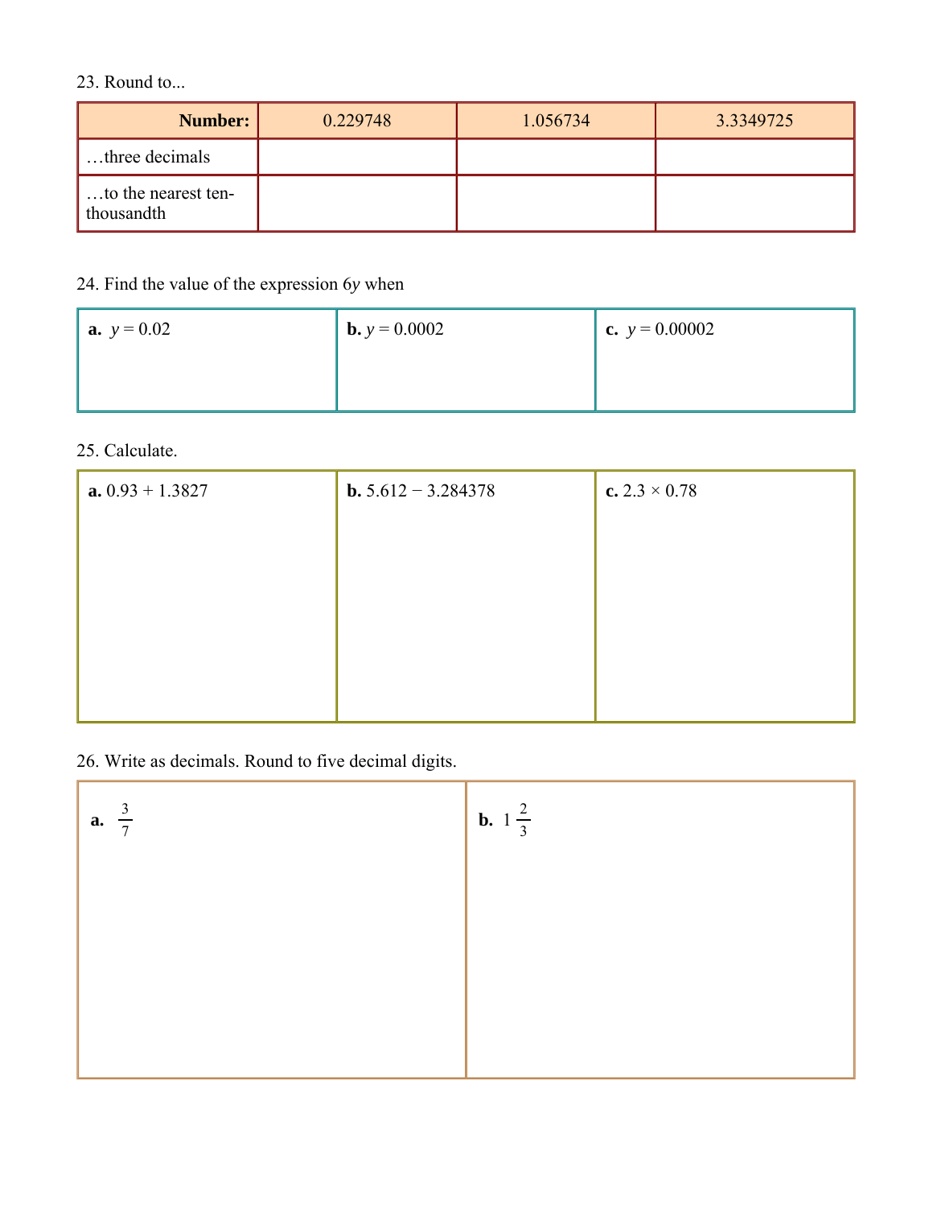23. Round to...

| **Number:** | 0.229748 | 1.056734 | 3.3349725 |
|---|---|---|---|
| …three decimals | | | |
| …to the nearest ten-thousandth | | | |

24. Find the value of the expression $6y$ when

| **a.** $y = 0.02$ | **b.** $y = 0.0002$ | **c.** $y = 0.00002$ |
|---|---|---|

25. Calculate.

| **a.** $0.93 + 1.3827$ | **b.** $5.612 - 3.284378$ | **c.** $2.3 \times 0.78$ |
|---|---|---|

26. Write as decimals. Round to five decimal digits.

| **a.** $\frac{3}{7}$ | **b.** $1\frac{2}{3}$ |
|---|---|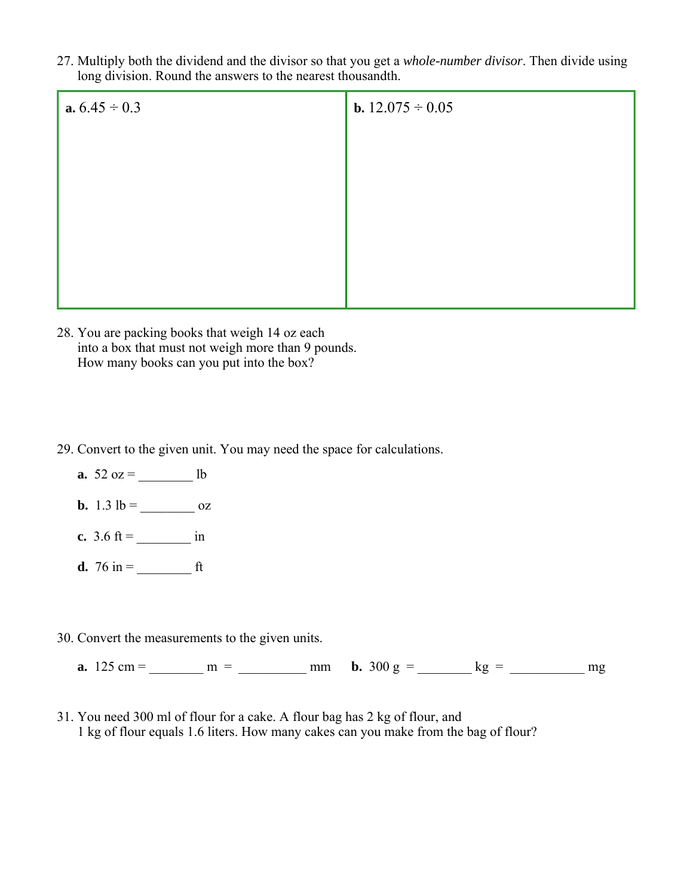27. Multiply both the dividend and the divisor so that you get a *whole-number divisor*. Then divide using long division. Round the answers to the nearest thousandth.

| **a.** 6.45 ÷ 0.3 | **b.** 12.075 ÷ 0.05 |
| --- | --- |
| | |

28. You are packing books that weigh 14 oz each into a box that must not weigh more than 9 pounds. How many books can you put into the box?

29. Convert to the given unit. You may need the space for calculations.

**a.** 52 oz = ________ lb

**b.** 1.3 lb = ________ oz

**c.** 3.6 ft = ________ in

**d.** 76 in = ________ ft

30. Convert the measurements to the given units.

**a.** 125 cm = ________ m = __________ mm **b.** 300 g = ________ kg = ___________ mg

31. You need 300 ml of flour for a cake. A flour bag has 2 kg of flour, and 1 kg of flour equals 1.6 liters. How many cakes can you make from the bag of flour?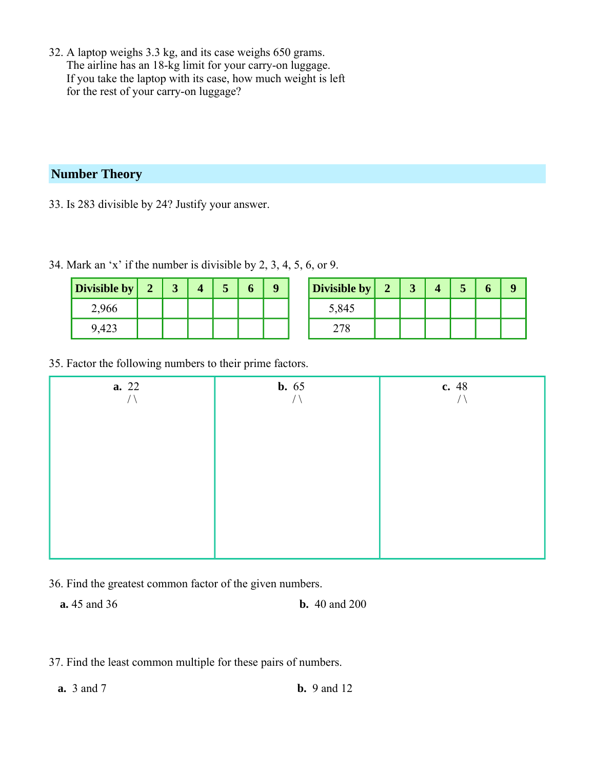32. A laptop weighs 3.3 kg, and its case weighs 650 grams.
    The airline has an 18-kg limit for your carry-on luggage.
    If you take the laptop with its case, how much weight is left
    for the rest of your carry-on luggage?

## Number Theory

33. Is 283 divisible by 24? Justify your answer.

34. Mark an 'x' if the number is divisible by 2, 3, 4, 5, 6, or 9.

| Divisible by | 2 | 3 | 4 | 5 | 6 | 9 |
|---|---|---|---|---|---|---|
| 2,966 | | | | | | |
| 9,423 | | | | | | |

| Divisible by | 2 | 3 | 4 | 5 | 6 | 9 |
|---|---|---|---|---|---|---|
| 5,845 | | | | | | |
| 278 | | | | | | |

35. Factor the following numbers to their prime factors.

| **a.** 22 | **b.** 65 | **c.** 48 |
|---|---|---|
| / \ | / \ | / \ |

36. Find the greatest common factor of the given numbers.

**a.** 45 and 36

**b.** 40 and 200

37. Find the least common multiple for these pairs of numbers.

**a.** 3 and 7

**b.** 9 and 12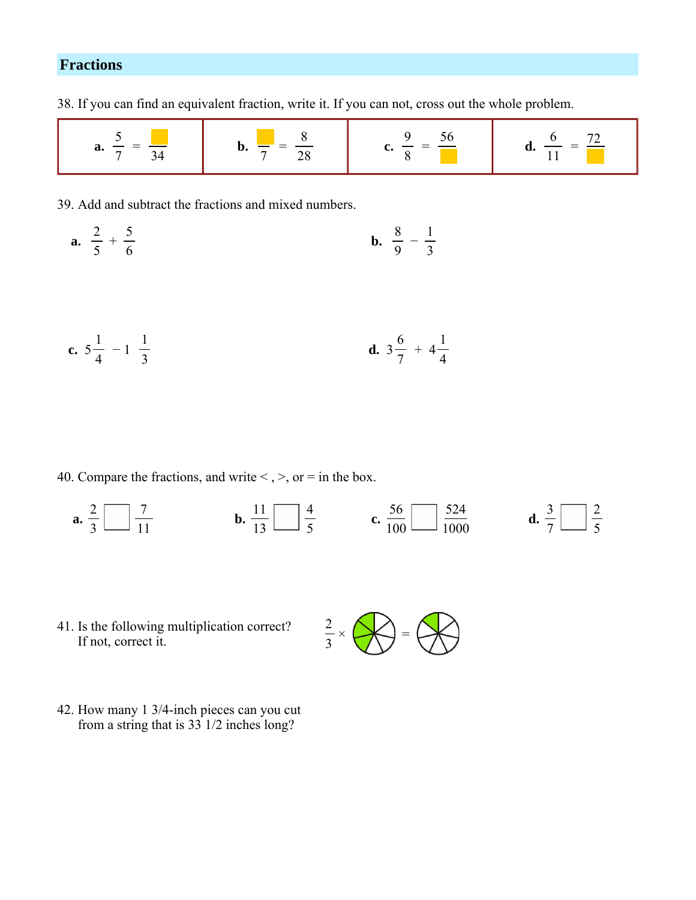## Fractions

38. If you can find an equivalent fraction, write it. If you can not, cross out the whole problem.

| **a.** $\frac{5}{7} = \frac{\square}{34}$ | **b.** $\frac{\square}{7} = \frac{8}{28}$ | **c.** $\frac{9}{8} = \frac{56}{\square}$ | **d.** $\frac{6}{11} = \frac{72}{\square}$ |
|---|---|---|---|

39. Add and subtract the fractions and mixed numbers.

**a.** $\frac{2}{5} + \frac{5}{6}$

**b.** $\frac{8}{9} - \frac{1}{3}$

**c.** $5\frac{1}{4} - 1\frac{1}{3}$

**d.** $3\frac{6}{7} + 4\frac{1}{4}$

40. Compare the fractions, and write < , >, or = in the box.

**a.** $\frac{2}{3} \square \frac{7}{11}$

**b.** $\frac{11}{13} \square \frac{4}{5}$

**c.** $\frac{56}{100} \square \frac{524}{1000}$

**d.** $\frac{3}{7} \square \frac{2}{5}$

41. Is the following multiplication correct? If not, correct it.

$\frac{2}{3} \times$ [circle with 7 parts, 3 shaded] $=$ [circle with 7 parts, 1 shaded]

42. How many 1 3/4-inch pieces can you cut from a string that is 33 1/2 inches long?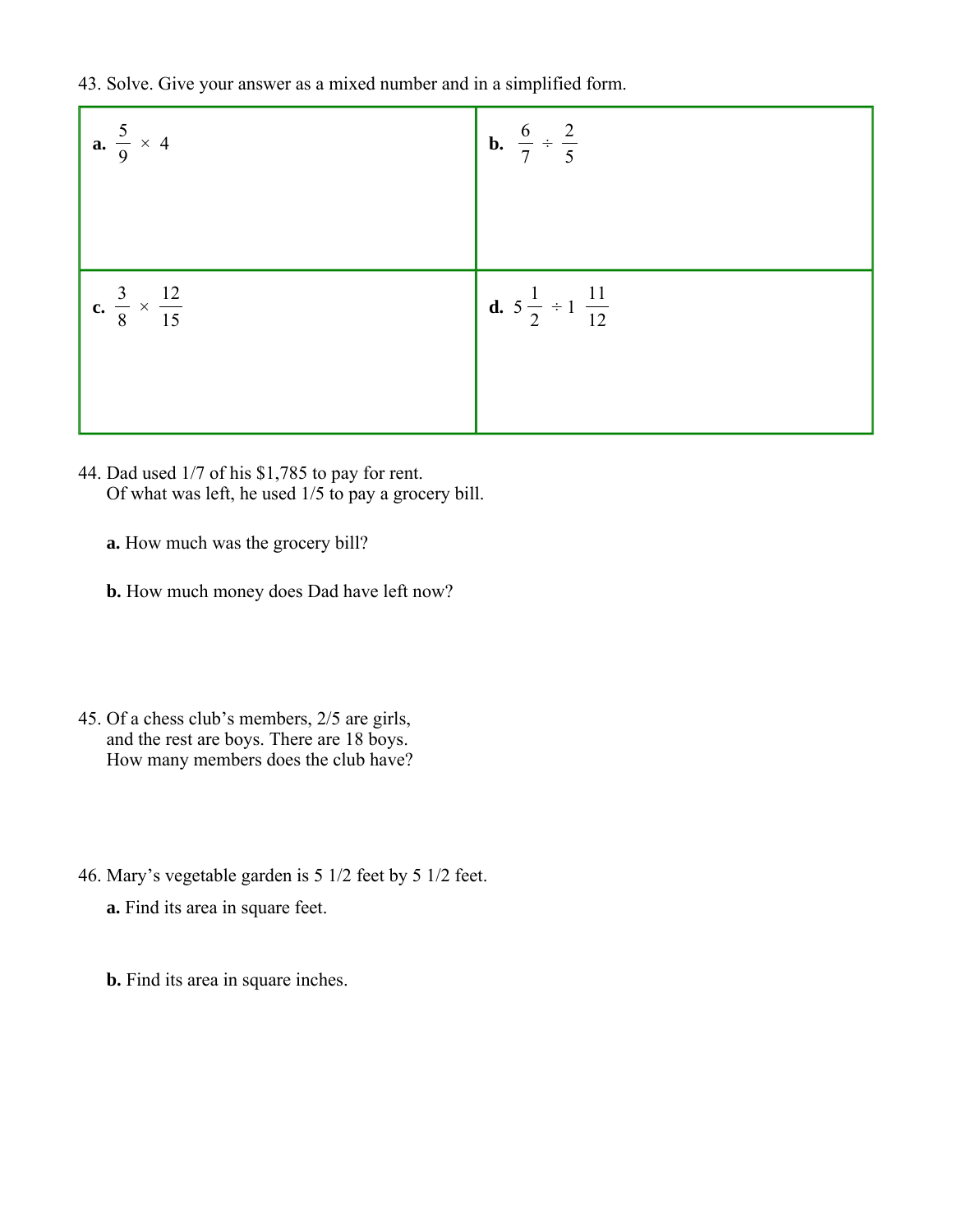43. Solve. Give your answer as a mixed number and in a simplified form.

| | |
|---|---|
| **a.** $\frac{5}{9} \times 4$ | **b.** $\frac{6}{7} \div \frac{2}{5}$ |
| **c.** $\frac{3}{8} \times \frac{12}{15}$ | **d.** $5\frac{1}{2} \div 1\frac{11}{12}$ |

44. Dad used 1/7 of his $1,785 to pay for rent.
Of what was left, he used 1/5 to pay a grocery bill.

**a.** How much was the grocery bill?

**b.** How much money does Dad have left now?

45. Of a chess club's members, 2/5 are girls,
and the rest are boys. There are 18 boys.
How many members does the club have?

46. Mary's vegetable garden is 5 1/2 feet by 5 1/2 feet.

**a.** Find its area in square feet.

**b.** Find its area in square inches.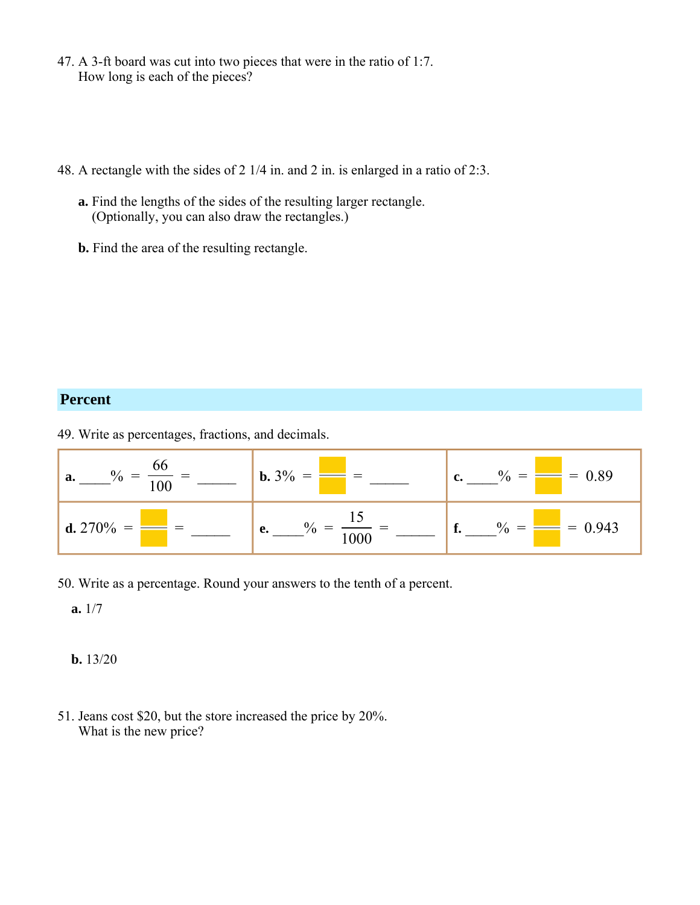47. A 3-ft board was cut into two pieces that were in the ratio of 1:7.
How long is each of the pieces?

48. A rectangle with the sides of 2 1/4 in. and 2 in. is enlarged in a ratio of 2:3.

**a.** Find the lengths of the sides of the resulting larger rectangle.
(Optionally, you can also draw the rectangles.)

**b.** Find the area of the resulting rectangle.

## Percent

49. Write as percentages, fractions, and decimals.

| | | |
|---|---|---|
| **a.** ____% $= \frac{66}{100} =$ _____ | **b.** 3% $= \frac{\square}{\square} =$ _____ | **c.** ____% $= \frac{\square}{\square} = 0.89$ |
| **d.** 270% $= \frac{\square}{\square} =$ _____ | **e.** ____% $= \frac{15}{1000} =$ _____ | **f.** ____% $= \frac{\square}{\square} = 0.943$ |

50. Write as a percentage. Round your answers to the tenth of a percent.

**a.** 1/7

**b.** 13/20

51. Jeans cost $20, but the store increased the price by 20%.
What is the new price?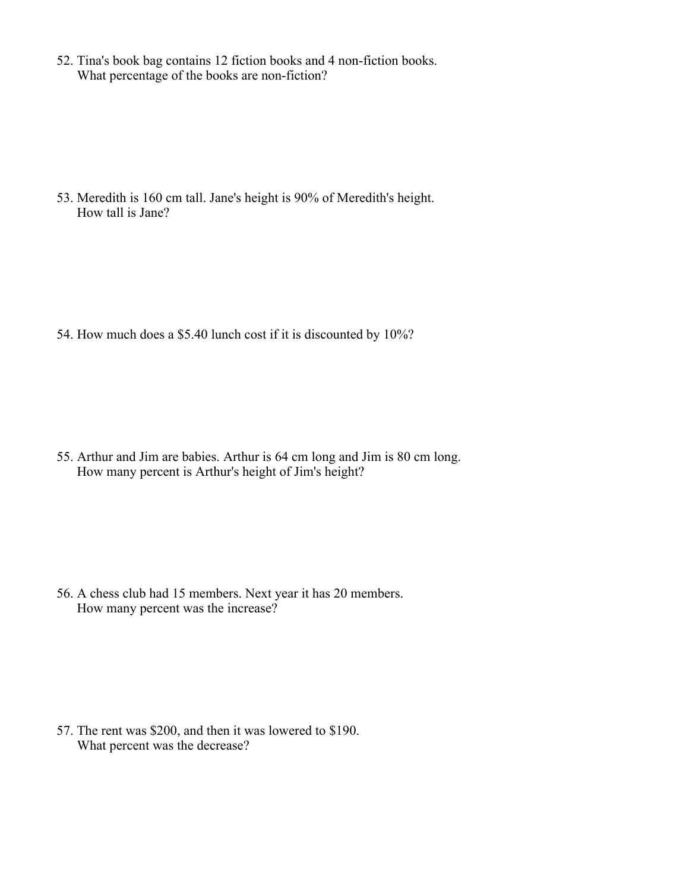52. Tina's book bag contains 12 fiction books and 4 non-fiction books.
    What percentage of the books are non-fiction?

53. Meredith is 160 cm tall. Jane's height is 90% of Meredith's height.
    How tall is Jane?

54. How much does a $5.40 lunch cost if it is discounted by 10%?

55. Arthur and Jim are babies. Arthur is 64 cm long and Jim is 80 cm long.
    How many percent is Arthur's height of Jim's height?

56. A chess club had 15 members. Next year it has 20 members.
    How many percent was the increase?

57. The rent was $200, and then it was lowered to $190.
    What percent was the decrease?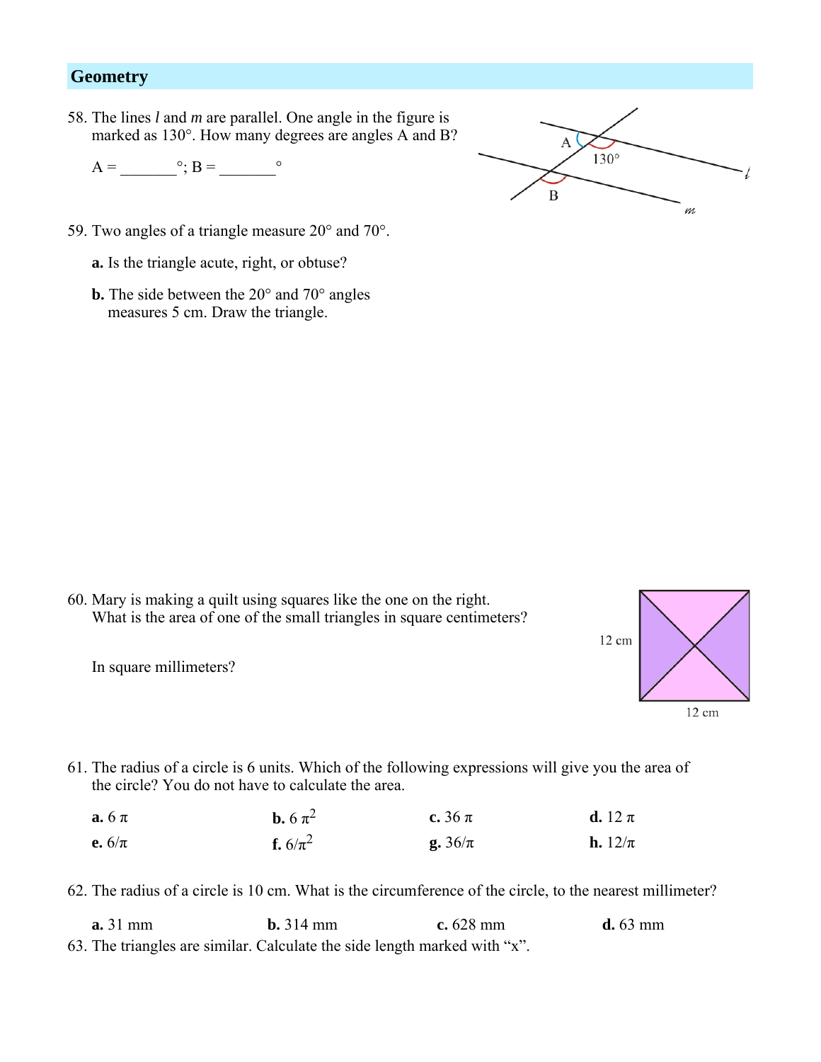## Geometry

58. The lines *l* and *m* are parallel. One angle in the figure is marked as 130°. How many degrees are angles A and B?

    A = _______°; B = _______°

59. Two angles of a triangle measure 20° and 70°.

    **a.** Is the triangle acute, right, or obtuse?

    **b.** The side between the 20° and 70° angles measures 5 cm. Draw the triangle.

60. Mary is making a quilt using squares like the one on the right. What is the area of one of the small triangles in square centimeters?

    In square millimeters?

    12 cm

    12 cm

61. The radius of a circle is 6 units. Which of the following expressions will give you the area of the circle? You do not have to calculate the area.

| | | | |
|---|---|---|---|
| **a.** $6\pi$ | **b.** $6\pi^2$ | **c.** $36\pi$ | **d.** $12\pi$ |
| **e.** $6/\pi$ | **f.** $6/\pi^2$ | **g.** $36/\pi$ | **h.** $12/\pi$ |

62. The radius of a circle is 10 cm. What is the circumference of the circle, to the nearest millimeter?

| | | | |
|---|---|---|---|
| **a.** 31 mm | **b.** 314 mm | **c.** 628 mm | **d.** 63 mm |

63. The triangles are similar. Calculate the side length marked with "x".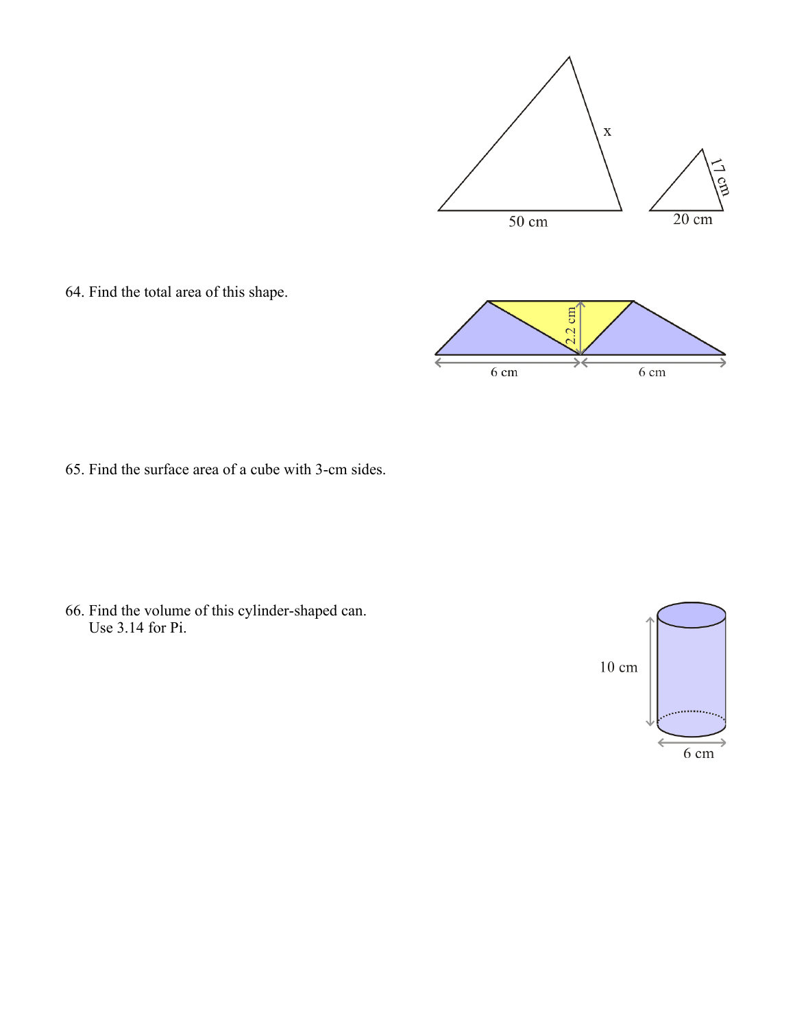x

50 cm

17 cm

20 cm

64. Find the total area of this shape.

2.2 cm

6 cm

6 cm

65. Find the surface area of a cube with 3-cm sides.

66. Find the volume of this cylinder-shaped can.
    Use 3.14 for Pi.

10 cm

6 cm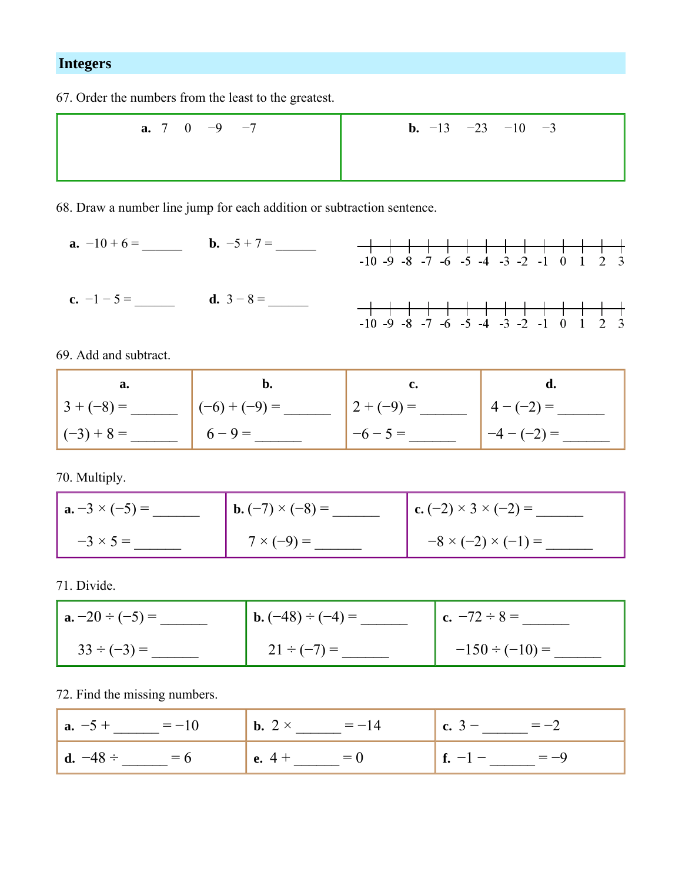## Integers

67. Order the numbers from the least to the greatest.

| **a.** $7 \quad 0 \quad -9 \quad -7$ | **b.** $-13 \quad -23 \quad -10 \quad -3$ |
|---|---|
| | |

68. Draw a number line jump for each addition or subtraction sentence.

**a.** $-10 + 6 =$ ______  **b.** $-5 + 7 =$ ______

-10 -9 -8 -7 -6 -5 -4 -3 -2 -1 0 1 2 3

**c.** $-1 - 5 =$ ______  **d.** $3 - 8 =$ ______

-10 -9 -8 -7 -6 -5 -4 -3 -2 -1 0 1 2 3

69. Add and subtract.

| **a.** | **b.** | **c.** | **d.** |
|---|---|---|---|
| $3 + (-8) =$ ______ | $(-6) + (-9) =$ ______ | $2 + (-9) =$ ______ | $4 - (-2) =$ ______ |
| $(-3) + 8 =$ ______ | $6 - 9 =$ ______ | $-6 - 5 =$ ______ | $-4 - (-2) =$ ______ |

70. Multiply.

| **a.** $-3 \times (-5) =$ ______ | **b.** $(-7) \times (-8) =$ ______ | **c.** $(-2) \times 3 \times (-2) =$ ______ |
|---|---|---|
| $-3 \times 5 =$ ______ | $7 \times (-9) =$ ______ | $-8 \times (-2) \times (-1) =$ ______ |

71. Divide.

| **a.** $-20 \div (-5) =$ ______ | **b.** $(-48) \div (-4) =$ ______ | **c.** $-72 \div 8 =$ ______ |
|---|---|---|
| $33 \div (-3) =$ ______ | $21 \div (-7) =$ ______ | $-150 \div (-10) =$ ______ |

72. Find the missing numbers.

| **a.** $-5 +$ ______ $= -10$ | **b.** $2 \times$ ______ $= -14$ | **c.** $3 -$ ______ $= -2$ |
|---|---|---|
| **d.** $-48 \div$ ______ $= 6$ | **e.** $4 +$ ______ $= 0$ | **f.** $-1 -$ ______ $= -9$ |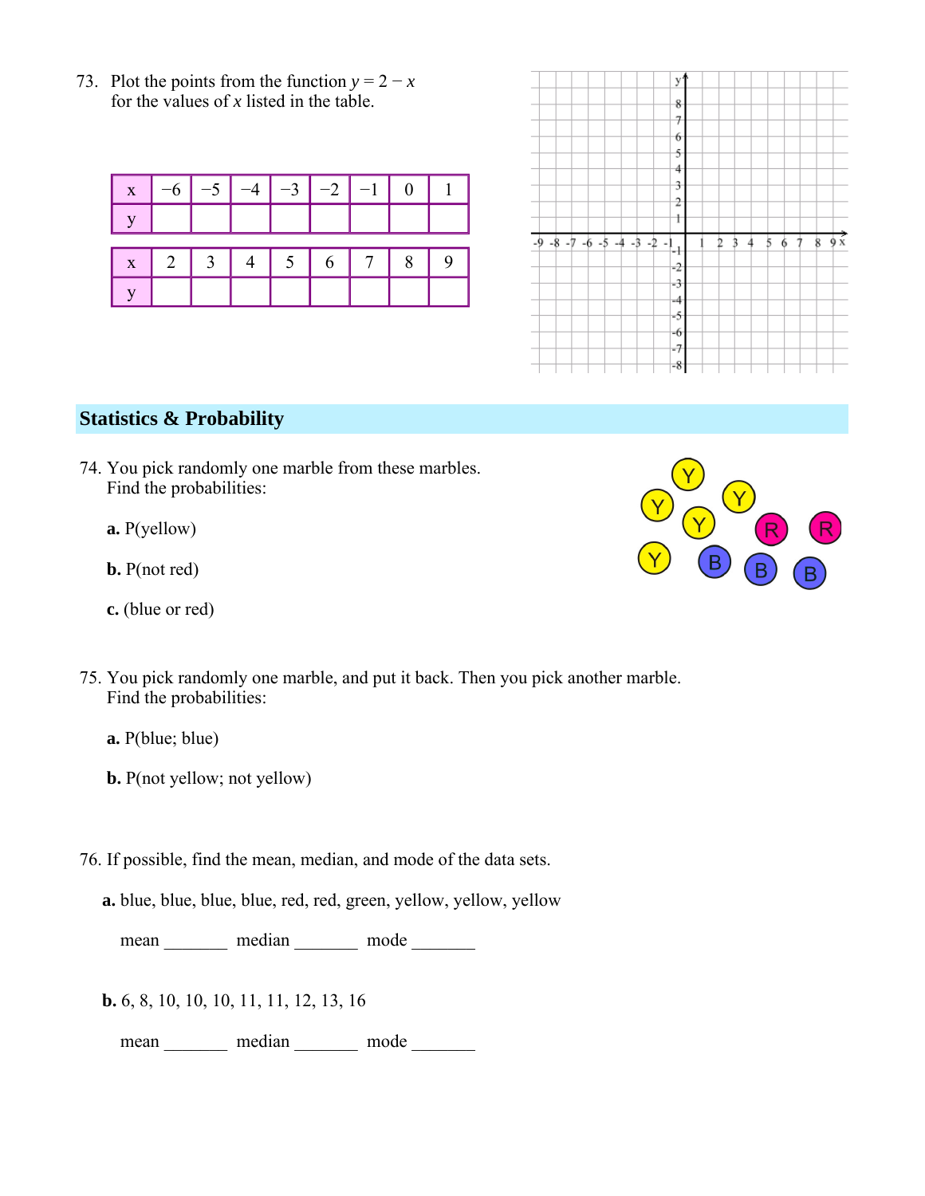73. Plot the points from the function $y = 2 - x$ for the values of $x$ listed in the table.

| x | −6 | −5 | −4 | −3 | −2 | −1 | 0 | 1 |
|---|---|---|---|---|---|---|---|---|
| y | | | | | | | | |

| x | 2 | 3 | 4 | 5 | 6 | 7 | 8 | 9 |
|---|---|---|---|---|---|---|---|---|
| y | | | | | | | | |

## Statistics & Probability

74. You pick randomly one marble from these marbles. Find the probabilities:

**a.** P(yellow)

**b.** P(not red)

**c.** (blue or red)

75. You pick randomly one marble, and put it back. Then you pick another marble. Find the probabilities:

**a.** P(blue; blue)

**b.** P(not yellow; not yellow)

76. If possible, find the mean, median, and mode of the data sets.

**a.** blue, blue, blue, blue, red, red, green, yellow, yellow, yellow

mean _______ median _______ mode _______

**b.** 6, 8, 10, 10, 10, 11, 11, 12, 13, 16

mean _______ median _______ mode _______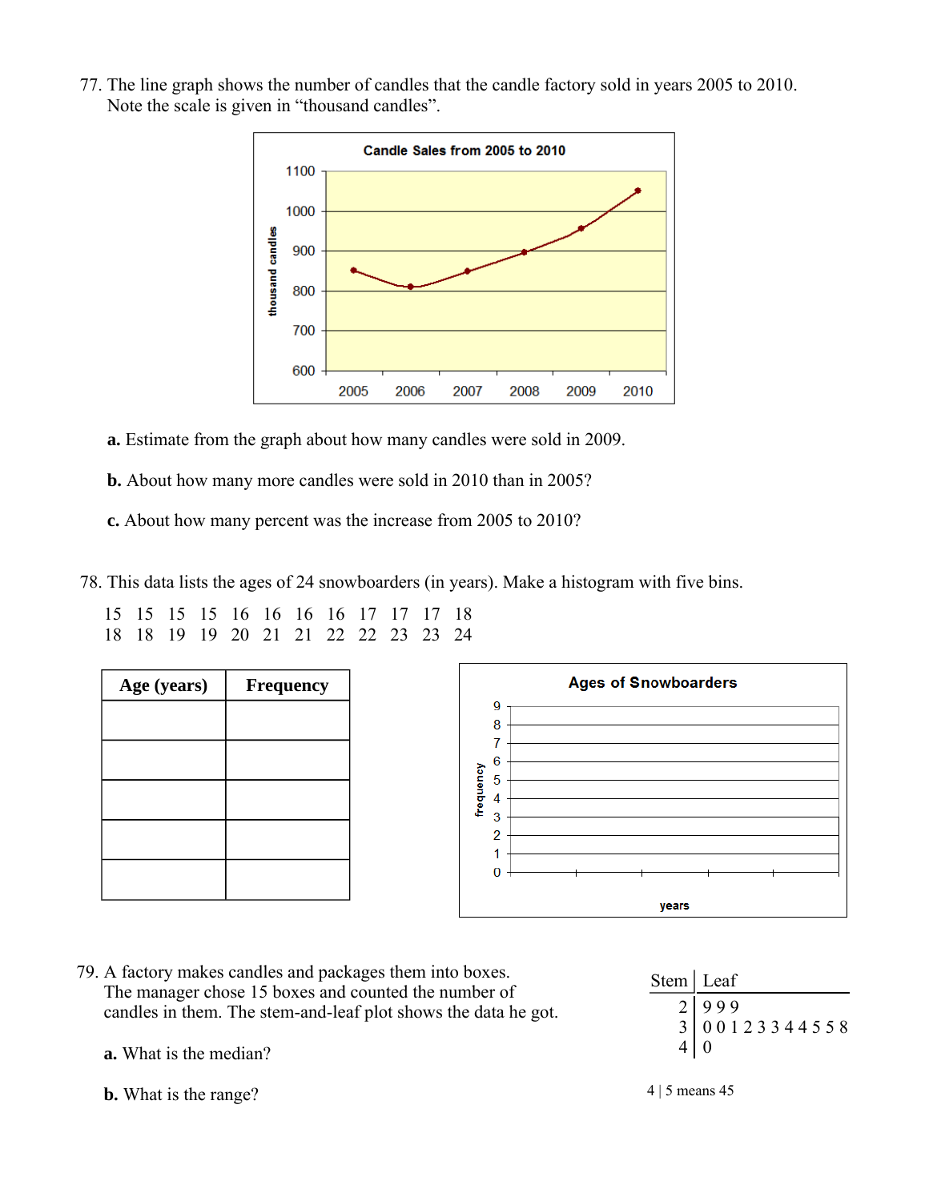77. The line graph shows the number of candles that the candle factory sold in years 2005 to 2010. Note the scale is given in "thousand candles".

Candle Sales from 2005 to 2010

thousand candles

1100
1000
900
800
700
600

2005 2006 2007 2008 2009 2010

**a.** Estimate from the graph about how many candles were sold in 2009.

**b.** About how many more candles were sold in 2010 than in 2005?

**c.** About how many percent was the increase from 2005 to 2010?

78. This data lists the ages of 24 snowboarders (in years). Make a histogram with five bins.

15 15 15 15 16 16 16 16 17 17 17 18
18 18 19 19 20 21 21 22 22 23 23 24

| Age (years) | Frequency |
|---|---|
| | |
| | |
| | |
| | |
| | |

Ages of Snowboarders

frequency

9
8
7
6
5
4
3
2
1
0

years

79. A factory makes candles and packages them into boxes. The manager chose 15 boxes and counted the number of candles in them. The stem-and-leaf plot shows the data he got.

**a.** What is the median?

**b.** What is the range?

| Stem | Leaf |
|---|---|
| 2 | 9 9 9 |
| 3 | 0 0 1 2 3 3 4 4 5 5 8 |
| 4 | 0 |

4 | 5 means 45